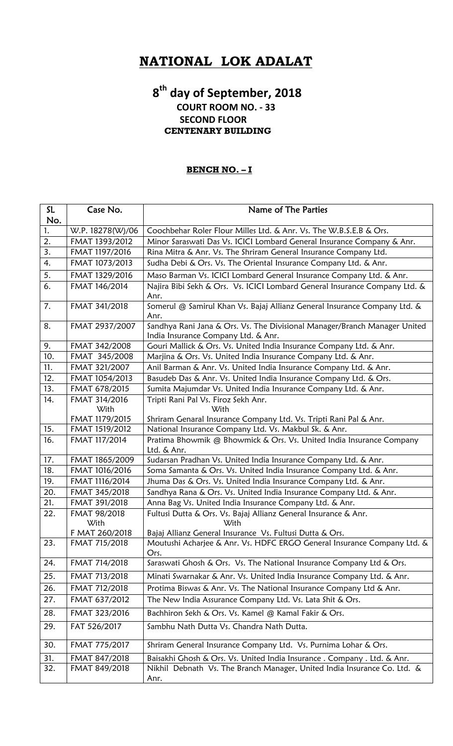# NATIONAL LOK ADALAT

## 8th day of September, 2018

**COURT ROOM NO. - 33**
**SECOND FLOOR**
**CENTENARY BUILDING**

### BENCH NO. – I

| SL No. | Case No. | Name of The Parties |
|---|---|---|
| 1. | W.P. 18278(W)/06 | Coochbehar Roler Flour Milles Ltd. & Anr. Vs. The W.B.S.E.B & Ors. |
| 2. | FMAT 1393/2012 | Minor Saraswati Das Vs. ICICI Lombard General Insurance Company & Anr. |
| 3. | FMAT 1197/2016 | Rina Mitra & Anr. Vs. The Shriram General Insurance Company Ltd. |
| 4. | FMAT 1073/2013 | Sudha Debi & Ors. Vs. The Oriental Insurance Company Ltd. & Anr. |
| 5. | FMAT 1329/2016 | Maso Barman Vs. ICICI Lombard General Insurance Company Ltd. & Anr. |
| 6. | FMAT 146/2014 | Najira Bibi Sekh & Ors. Vs. ICICI Lombard General Insurance Company Ltd. & Anr. |
| 7. | FMAT 341/2018 | Somerul @ Samirul Khan Vs. Bajaj Allianz General Insurance Company Ltd. & Anr. |
| 8. | FMAT 2937/2007 | Sandhya Rani Jana & Ors. Vs. The Divisional Manager/Branch Manager United India Insurance Company Ltd. & Anr. |
| 9. | FMAT 342/2008 | Gouri Mallick & Ors. Vs. United India Insurance Company Ltd. & Anr. |
| 10. | FMAT 345/2008 | Marjina & Ors. Vs. United India Insurance Company Ltd. & Anr. |
| 11. | FMAT 321/2007 | Anil Barman & Anr. Vs. United India Insurance Company Ltd. & Anr. |
| 12. | FMAT 1054/2013 | Basudeb Das & Anr. Vs. United India Insurance Company Ltd. & Ors. |
| 13. | FMAT 678/2015 | Sumita Majumdar Vs. United India Insurance Company Ltd. & Anr. |
| 14. | FMAT 314/2016 With FMAT 1179/2015 | Tripti Rani Pal Vs. Firoz Sekh Anr. With Shriram Genaral Insurance Company Ltd. Vs. Tripti Rani Pal & Anr. |
| 15. | FMAT 1519/2012 | National Insurance Company Ltd. Vs. Makbul Sk. & Anr. |
| 16. | FMAT 117/2014 | Pratima Bhowmik @ Bhowmick & Ors. Vs. United India Insurance Company Ltd. & Anr. |
| 17. | FMAT 1865/2009 | Sudarsan Pradhan Vs. United India Insurance Company Ltd. & Anr. |
| 18. | FMAT 1016/2016 | Soma Samanta & Ors. Vs. United India Insurance Company Ltd. & Anr. |
| 19. | FMAT 1116/2014 | Jhuma Das & Ors. Vs. United India Insurance Company Ltd. & Anr. |
| 20. | FMAT 345/2018 | Sandhya Rana & Ors. Vs. United India Insurance Company Ltd. & Anr. |
| 21. | FMAT 391/2018 | Anna Bag Vs. United India Insurance Company Ltd. & Anr. |
| 22. | FMAT 98/2018 With F MAT 260/2018 | Fultusi Dutta & Ors. Vs. Bajaj Allianz General Insurance & Anr. With Bajaj Allianz General Insurance Vs. Fultusi Dutta & Ors. |
| 23. | FMAT 715/2018 | Moutushi Acharjee & Anr. Vs. HDFC ERGO General Insurance Company Ltd. & Ors. |
| 24. | FMAT 714/2018 | Saraswati Ghosh & Ors. Vs. The National Insurance Company Ltd & Ors. |
| 25. | FMAT 713/2018 | Minati Swarnakar & Anr. Vs. United India Insurance Company Ltd. & Anr. |
| 26. | FMAT 712/2018 | Protima Biswas & Anr. Vs. The National Insurance Company Ltd & Anr. |
| 27. | FMAT 637/2012 | The New India Assurance Company Ltd. Vs. Lata Shit & Ors. |
| 28. | FMAT 323/2016 | Bachhiron Sekh & Ors. Vs. Kamel @ Kamal Fakir & Ors. |
| 29. | FAT 526/2017 | Sambhu Nath Dutta Vs. Chandra Nath Dutta. |
| 30. | FMAT 775/2017 | Shriram General Insurance Company Ltd. Vs. Purnima Lohar & Ors. |
| 31. | FMAT 847/2018 | Baisakhi Ghosh & Ors. Vs. United India Insurance . Company . Ltd. & Anr. |
| 32. | FMAT 849/2018 | Nikhil Debnath Vs. The Branch Manager, United India Insurance Co. Ltd. & Anr. |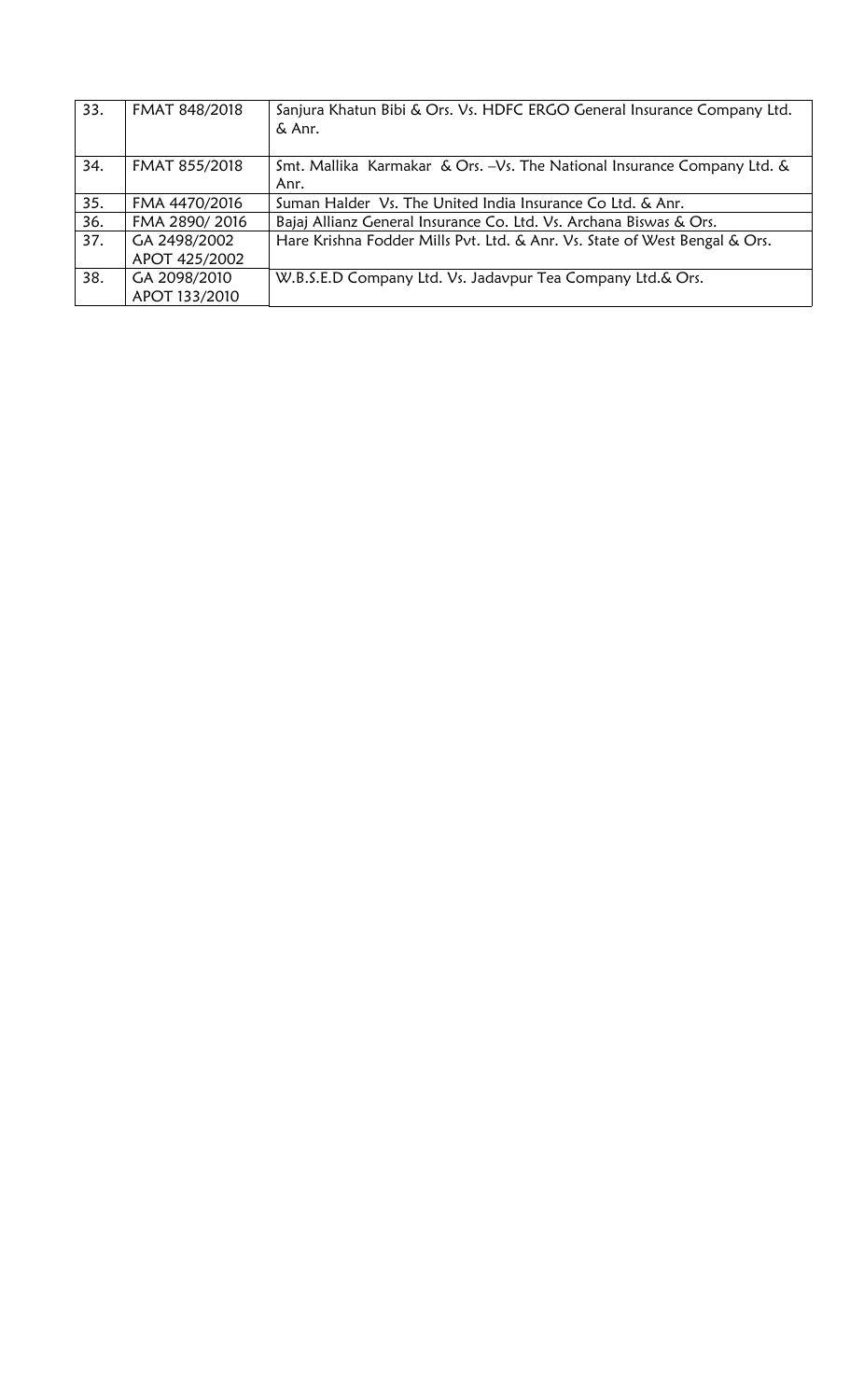| 33. | FMAT 848/2018 | Sanjura Khatun Bibi & Ors. Vs. HDFC ERGO General Insurance Company Ltd. & Anr. |
|---|---|---|
| 34. | FMAT 855/2018 | Smt. Mallika Karmakar & Ors. –Vs. The National Insurance Company Ltd. & Anr. |
| 35. | FMA 4470/2016 | Suman Halder Vs. The United India Insurance Co Ltd. & Anr. |
| 36. | FMA 2890/ 2016 | Bajaj Allianz General Insurance Co. Ltd. Vs. Archana Biswas & Ors. |
| 37. | GA 2498/2002 APOT 425/2002 | Hare Krishna Fodder Mills Pvt. Ltd. & Anr. Vs. State of West Bengal & Ors. |
| 38. | GA 2098/2010 APOT 133/2010 | W.B.S.E.D Company Ltd. Vs. Jadavpur Tea Company Ltd.& Ors. |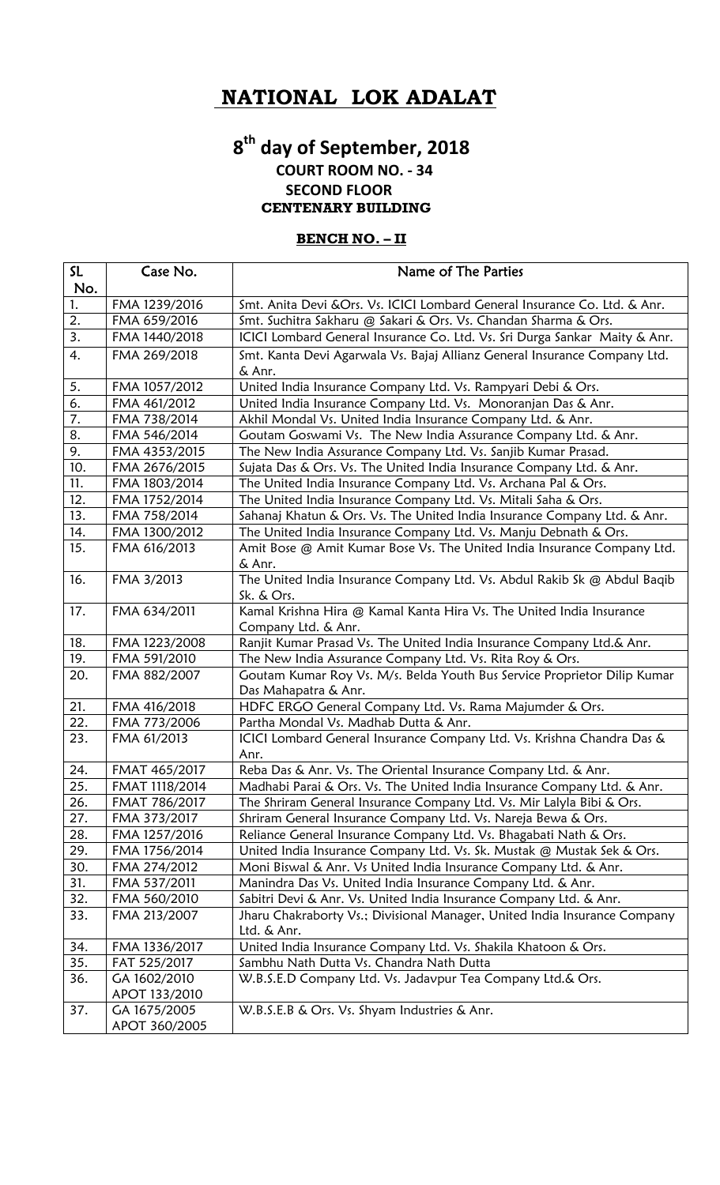# NATIONAL LOK ADALAT

## 8th day of September, 2018

**COURT ROOM NO. - 34**

**SECOND FLOOR**

**CENTENARY BUILDING**

**BENCH NO. – II**

| SL No. | Case No. | Name of The Parties |
|---|---|---|
| 1. | FMA 1239/2016 | Smt. Anita Devi &Ors. Vs. ICICI Lombard General Insurance Co. Ltd. & Anr. |
| 2. | FMA 659/2016 | Smt. Suchitra Sakharu @ Sakari & Ors. Vs. Chandan Sharma & Ors. |
| 3. | FMA 1440/2018 | ICICI Lombard General Insurance Co. Ltd. Vs. Sri Durga Sankar Maity & Anr. |
| 4. | FMA 269/2018 | Smt. Kanta Devi Agarwala Vs. Bajaj Allianz General Insurance Company Ltd. & Anr. |
| 5. | FMA 1057/2012 | United India Insurance Company Ltd. Vs. Rampyari Debi & Ors. |
| 6. | FMA 461/2012 | United India Insurance Company Ltd. Vs. Monoranjan Das & Anr. |
| 7. | FMA 738/2014 | Akhil Mondal Vs. United India Insurance Company Ltd. & Anr. |
| 8. | FMA 546/2014 | Goutam Goswami Vs. The New India Assurance Company Ltd. & Anr. |
| 9. | FMA 4353/2015 | The New India Assurance Company Ltd. Vs. Sanjib Kumar Prasad. |
| 10. | FMA 2676/2015 | Sujata Das & Ors. Vs. The United India Insurance Company Ltd. & Anr. |
| 11. | FMA 1803/2014 | The United India Insurance Company Ltd. Vs. Archana Pal & Ors. |
| 12. | FMA 1752/2014 | The United India Insurance Company Ltd. Vs. Mitali Saha & Ors. |
| 13. | FMA 758/2014 | Sahanaj Khatun & Ors. Vs. The United India Insurance Company Ltd. & Anr. |
| 14. | FMA 1300/2012 | The United India Insurance Company Ltd. Vs. Manju Debnath & Ors. |
| 15. | FMA 616/2013 | Amit Bose @ Amit Kumar Bose Vs. The United India Insurance Company Ltd. & Anr. |
| 16. | FMA 3/2013 | The United India Insurance Company Ltd. Vs. Abdul Rakib Sk @ Abdul Baqib Sk. & Ors. |
| 17. | FMA 634/2011 | Kamal Krishna Hira @ Kamal Kanta Hira Vs. The United India Insurance Company Ltd. & Anr. |
| 18. | FMA 1223/2008 | Ranjit Kumar Prasad Vs. The United India Insurance Company Ltd.& Anr. |
| 19. | FMA 591/2010 | The New India Assurance Company Ltd. Vs. Rita Roy & Ors. |
| 20. | FMA 882/2007 | Goutam Kumar Roy Vs. M/s. Belda Youth Bus Service Proprietor Dilip Kumar Das Mahapatra & Anr. |
| 21. | FMA 416/2018 | HDFC ERGO General Company Ltd. Vs. Rama Majumder & Ors. |
| 22. | FMA 773/2006 | Partha Mondal Vs. Madhab Dutta & Anr. |
| 23. | FMA 61/2013 | ICICI Lombard General Insurance Company Ltd. Vs. Krishna Chandra Das & Anr. |
| 24. | FMAT 465/2017 | Reba Das & Anr. Vs. The Oriental Insurance Company Ltd. & Anr. |
| 25. | FMAT 1118/2014 | Madhabi Parai & Ors. Vs. The United India Insurance Company Ltd. & Anr. |
| 26. | FMAT 786/2017 | The Shriram General Insurance Company Ltd. Vs. Mir Lalyla Bibi & Ors. |
| 27. | FMA 373/2017 | Shriram General Insurance Company Ltd. Vs. Nareja Bewa & Ors. |
| 28. | FMA 1257/2016 | Reliance General Insurance Company Ltd. Vs. Bhagabati Nath & Ors. |
| 29. | FMA 1756/2014 | United India Insurance Company Ltd. Vs. Sk. Mustak @ Mustak Sek & Ors. |
| 30. | FMA 274/2012 | Moni Biswal & Anr. Vs United India Insurance Company Ltd. & Anr. |
| 31. | FMA 537/2011 | Manindra Das Vs. United India Insurance Company Ltd. & Anr. |
| 32. | FMA 560/2010 | Sabitri Devi & Anr. Vs. United India Insurance Company Ltd. & Anr. |
| 33. | FMA 213/2007 | Jharu Chakraborty Vs.; Divisional Manager, United India Insurance Company Ltd. & Anr. |
| 34. | FMA 1336/2017 | United India Insurance Company Ltd. Vs. Shakila Khatoon & Ors. |
| 35. | FAT 525/2017 | Sambhu Nath Dutta Vs. Chandra Nath Dutta |
| 36. | GA 1602/2010 APOT 133/2010 | W.B.S.E.D Company Ltd. Vs. Jadavpur Tea Company Ltd.& Ors. |
| 37. | GA 1675/2005 APOT 360/2005 | W.B.S.E.B & Ors. Vs. Shyam Industries & Anr. |